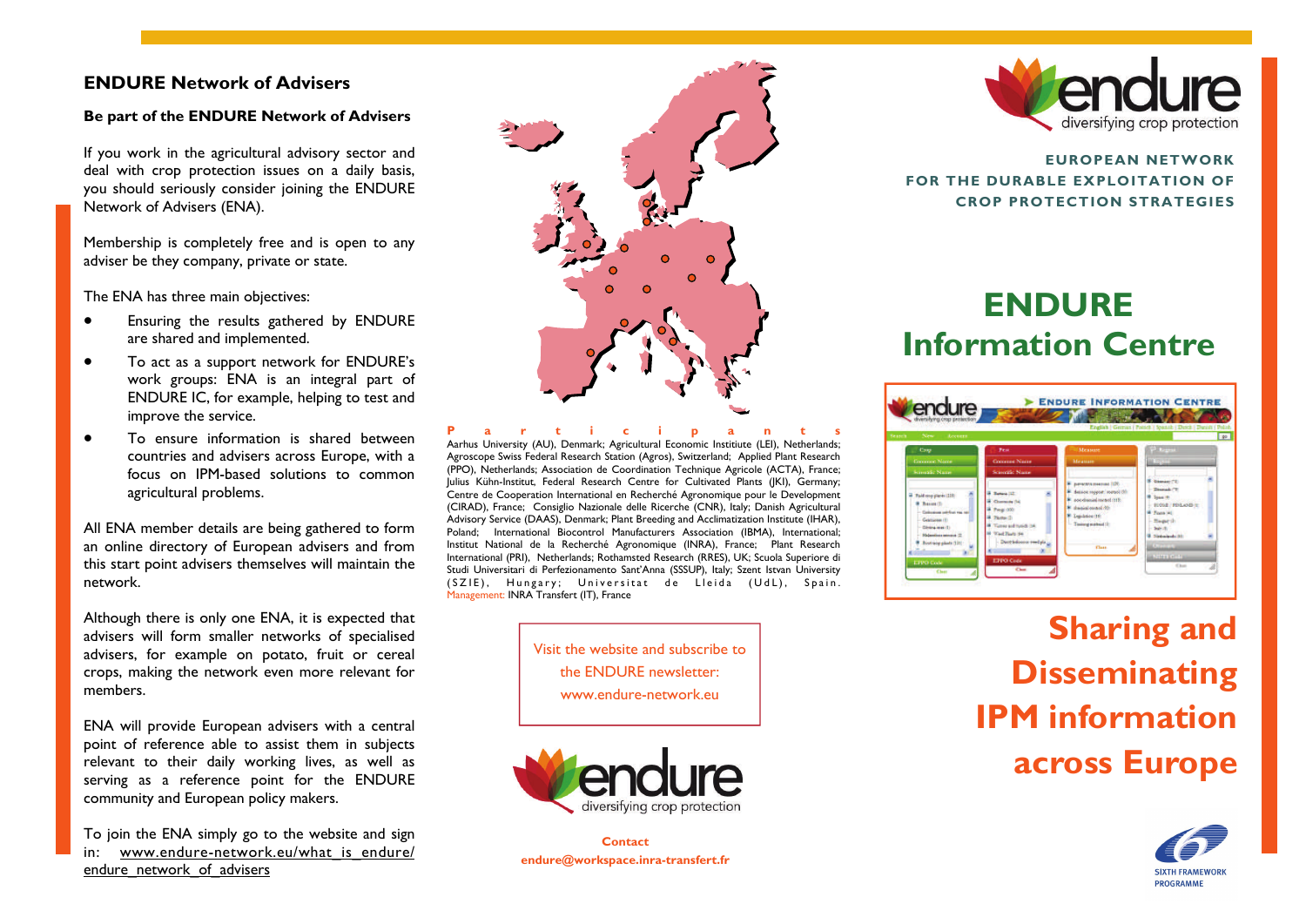## ENDURE Network of Advisers

### Be part of the ENDURE Network of Advisers

If you work in the agricultural advisory sector and deal with crop protection issues on a daily basis, you should seriously consider joining the ENDURE Network of Advisers (ENA).

Membership is completely free and is open to any adviser be they company, private or state.

The ENA has three main objectives:

- Ensuring the results gathered by ENDURE are shared and implemented.
- To act as a support network for ENDURE's work groups: ENA is an integral part of ENDURE IC, for example, helping to test and improve the service.
- To ensure information is shared between countries and advisers across Europe, with a focus on IPM-based solutions to common agricultural problems.

All ENA member details are being gathered to form an online directory of European advisers and from this start point advisers themselves will maintain the network.

Although there is only one ENA, it is expected that advisers will form smaller networks of specialised advisers, for example on potato, fruit or cereal crops, making the network even more relevant for members.

ENA will provide European advisers with a central point of reference able to assist them in subjects relevant to their daily working lives, as well as serving as a reference point for the ENDURE community and European policy makers.

To join the ENA simply go to the website and sign in: www.endure-network.eu/what_is_endure/endure_network_of_advisers

**Participants**

Aarhus University (AU), Denmark; Agricultural Economic Institiute (LEI), Netherlands; Agroscope Swiss Federal Research Station (Agros), Switzerland; Applied Plant Research (PPO), Netherlands; Association de Coordination Technique Agricole (ACTA), France; Julius Kühn-Institut, Federal Research Centre for Cultivated Plants (JKI), Germany; Centre de Cooperation International en Recherché Agronomique pour le Development (CIRAD), France; Consiglio Nazionale delle Ricerche (CNR), Italy; Danish Agricultural Advisory Service (DAAS), Denmark; Plant Breeding and Acclimatization Institute (IHAR), Poland; International Biocontrol Manufacturers Association (IBMA), International; Institut National de la Recherché Agronomique (INRA), France; Plant Research International (PRI), Netherlands; Rothamsted Research (RRES), UK; Scuola Superiore di Studi Universitari di Perfezionamento Sant'Anna (SSSUP), Italy; Szent Istvan University (SZIE), Hungary; Universitat de Lleida (UdL), Spain.
Management: INRA Transfert (IT), France

Visit the website and subscribe to the ENDURE newsletter: www.endure-network.eu

endure — diversifying crop protection

**Contact**
endure@workspace.inra-transfert.fr

endure — diversifying crop protection

**EUROPEAN NETWORK FOR THE DURABLE EXPLOITATION OF CROP PROTECTION STRATEGIES**

# ENDURE Information Centre

## Sharing and Disseminating IPM information across Europe

SIXTH FRAMEWORK PROGRAMME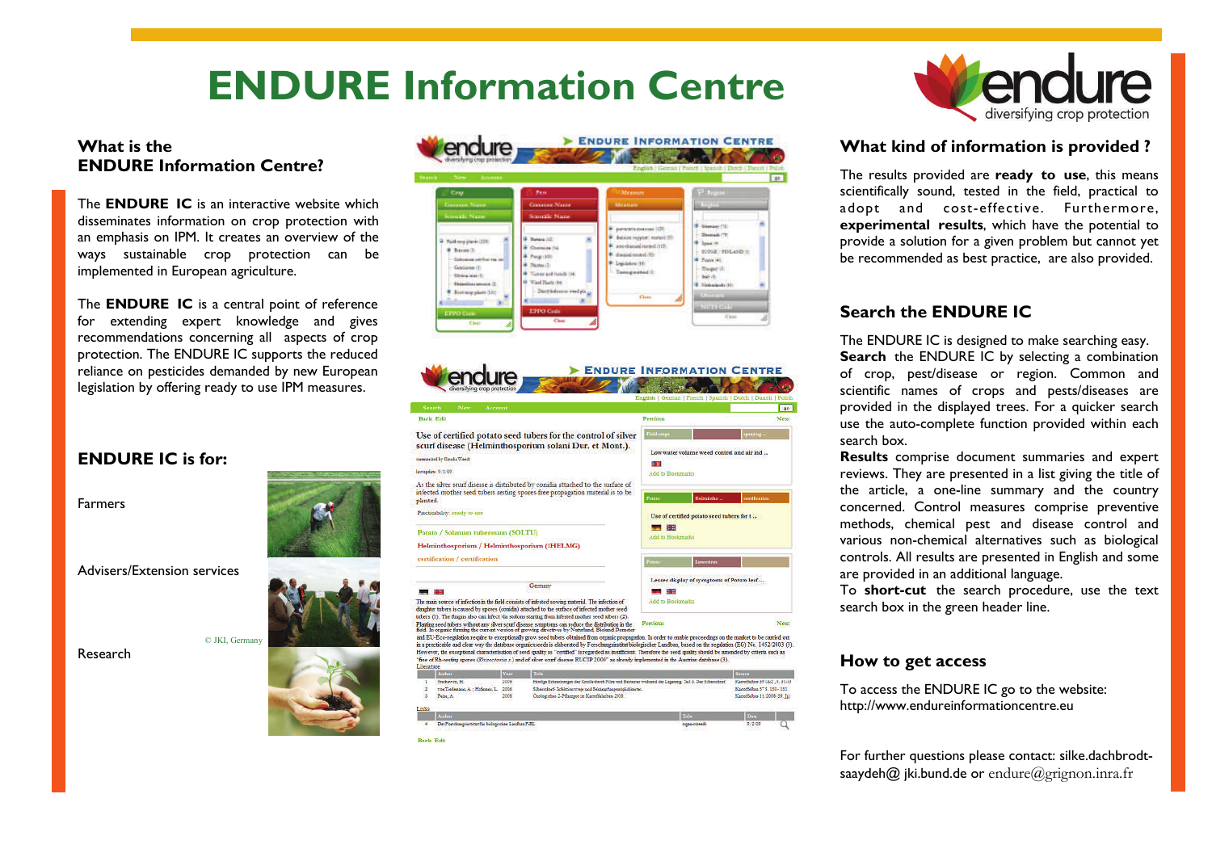# ENDURE Information Centre

## What is the ENDURE Information Centre?

The **ENDURE IC** is an interactive website which disseminates information on crop protection with an emphasis on IPM. It creates an overview of the ways sustainable crop protection can be implemented in European agriculture.

The **ENDURE IC** is a central point of reference for extending expert knowledge and gives recommendations concerning all aspects of crop protection. The ENDURE IC supports the reduced reliance on pesticides demanded by new European legislation by offering ready to use IPM measures.

## ENDURE IC is for:

Farmers

Advisers/Extension services

Research

© JKI, Germany

## What kind of information is provided ?

The results provided are **ready to use**, this means scientifically sound, tested in the field, practical to adopt and cost-effective. Furthermore, **experimental results**, which have the potential to provide a solution for a given problem but cannot yet be recommended as best practice, are also provided.

## Search the ENDURE IC

The ENDURE IC is designed to make searching easy. **Search** the ENDURE IC by selecting a combination of crop, pest/disease or region. Common and scientific names of crops and pests/diseases are provided in the displayed trees. For a quicker search use the auto-complete function provided within each search box.
**Results** comprise document summaries and expert reviews. They are presented in a list giving the title of the article, a one-line summary and the country concerned. Control measures comprise preventive methods, chemical pest and disease control and various non-chemical alternatives such as biological controls. All results are presented in English and some are provided in an additional language.
To **short-cut** the search procedure, use the text search box in the green header line.

## How to get access

To access the ENDURE IC go to the website: http://www.endureinformationcentre.eu

For further questions please contact: silke.dachbrodt-saaydeh@ jki.bund.de or endure@grignon.inra.fr